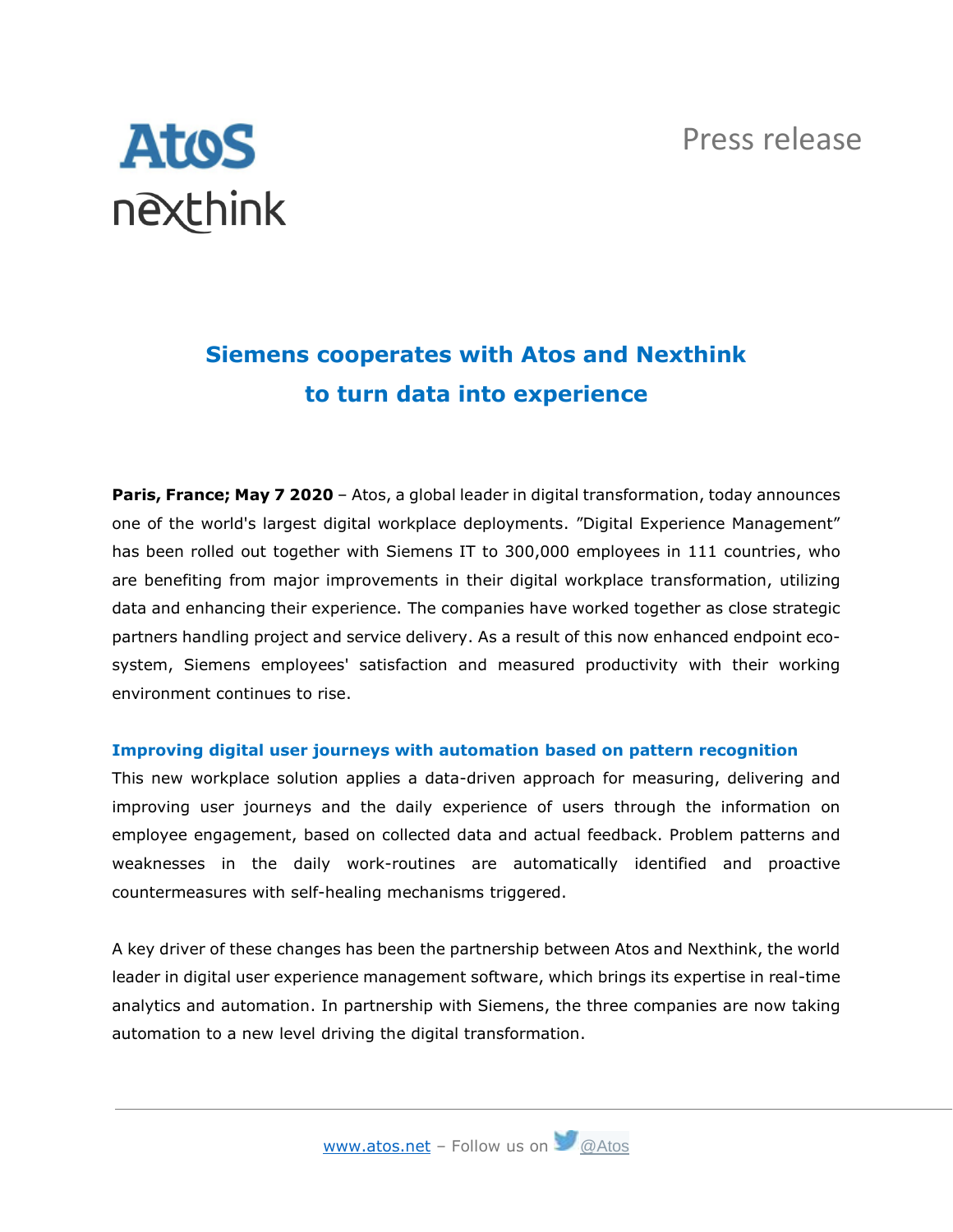Press release

# Siemens cooperates with Atos and Nexthink to turn data into experience

**Paris, France; May 7 2020** – Atos, a global leader in digital transformation, today announces one of the world's largest digital workplace deployments. "Digital Experience Management" has been rolled out together with Siemens IT to 300,000 employees in 111 countries, who are benefiting from major improvements in their digital workplace transformation, utilizing data and enhancing their experience. The companies have worked together as close strategic partners handling project and service delivery. As a result of this now enhanced endpoint eco-system, Siemens employees' satisfaction and measured productivity with their working environment continues to rise.

## Improving digital user journeys with automation based on pattern recognition

This new workplace solution applies a data-driven approach for measuring, delivering and improving user journeys and the daily experience of users through the information on employee engagement, based on collected data and actual feedback. Problem patterns and weaknesses in the daily work-routines are automatically identified and proactive countermeasures with self-healing mechanisms triggered.

A key driver of these changes has been the partnership between Atos and Nexthink, the world leader in digital user experience management software, which brings its expertise in real-time analytics and automation. In partnership with Siemens, the three companies are now taking automation to a new level driving the digital transformation.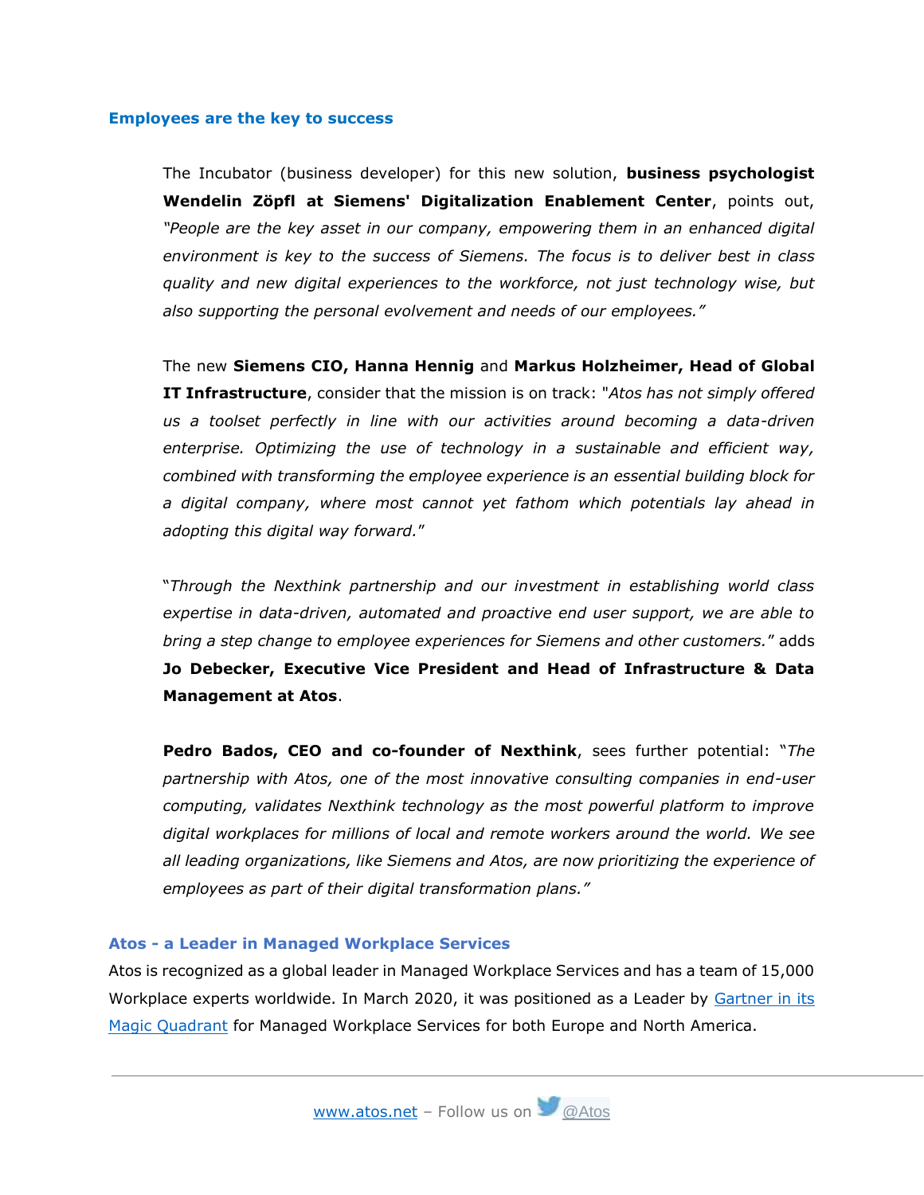## Employees are the key to success

The Incubator (business developer) for this new solution, **business psychologist Wendelin Zöpfl at Siemens' Digitalization Enablement Center**, points out, *"People are the key asset in our company, empowering them in an enhanced digital environment is key to the success of Siemens. The focus is to deliver best in class quality and new digital experiences to the workforce, not just technology wise, but also supporting the personal evolvement and needs of our employees."*

The new **Siemens CIO, Hanna Hennig** and **Markus Holzheimer, Head of Global IT Infrastructure**, consider that the mission is on track: "*Atos has not simply offered us a toolset perfectly in line with our activities around becoming a data-driven enterprise. Optimizing the use of technology in a sustainable and efficient way, combined with transforming the employee experience is an essential building block for a digital company, where most cannot yet fathom which potentials lay ahead in adopting this digital way forward.*"

"*Through the Nexthink partnership and our investment in establishing world class expertise in data-driven, automated and proactive end user support, we are able to bring a step change to employee experiences for Siemens and other customers.*" adds **Jo Debecker, Executive Vice President and Head of Infrastructure & Data Management at Atos**.

**Pedro Bados, CEO and co-founder of Nexthink**, sees further potential: "*The partnership with Atos, one of the most innovative consulting companies in end-user computing, validates Nexthink technology as the most powerful platform to improve digital workplaces for millions of local and remote workers around the world. We see all leading organizations, like Siemens and Atos, are now prioritizing the experience of employees as part of their digital transformation plans."*

## Atos - a Leader in Managed Workplace Services

Atos is recognized as a global leader in Managed Workplace Services and has a team of 15,000 Workplace experts worldwide. In March 2020, it was positioned as a Leader by Gartner in its Magic Quadrant for Managed Workplace Services for both Europe and North America.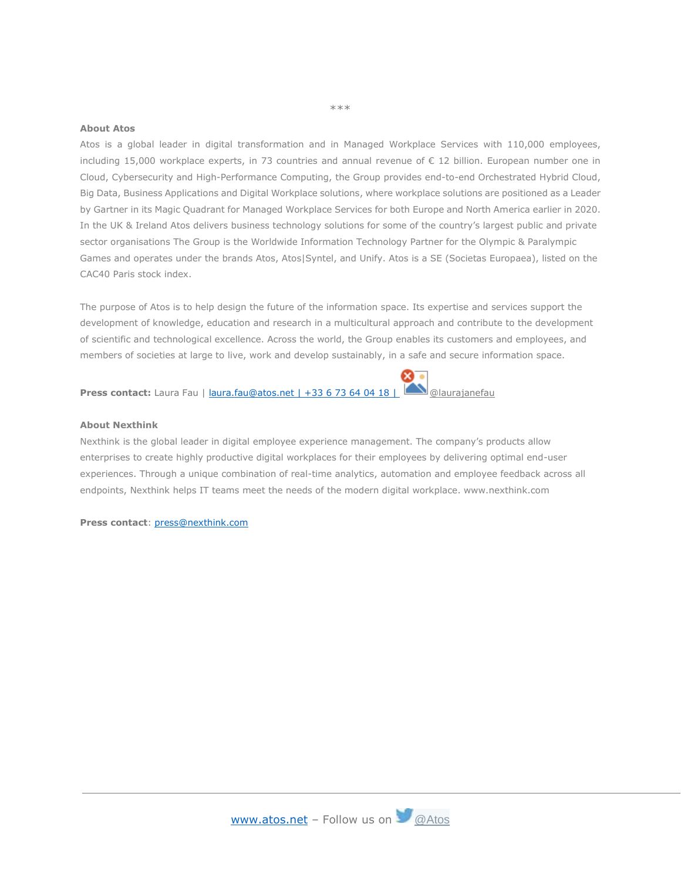\*\*\*

**About Atos**

Atos is a global leader in digital transformation and in Managed Workplace Services with 110,000 employees, including 15,000 workplace experts, in 73 countries and annual revenue of € 12 billion. European number one in Cloud, Cybersecurity and High-Performance Computing, the Group provides end-to-end Orchestrated Hybrid Cloud, Big Data, Business Applications and Digital Workplace solutions, where workplace solutions are positioned as a Leader by Gartner in its Magic Quadrant for Managed Workplace Services for both Europe and North America earlier in 2020. In the UK & Ireland Atos delivers business technology solutions for some of the country's largest public and private sector organisations The Group is the Worldwide Information Technology Partner for the Olympic & Paralympic Games and operates under the brands Atos, Atos|Syntel, and Unify. Atos is a SE (Societas Europaea), listed on the CAC40 Paris stock index.

The purpose of Atos is to help design the future of the information space. Its expertise and services support the development of knowledge, education and research in a multicultural approach and contribute to the development of scientific and technological excellence. Across the world, the Group enables its customers and employees, and members of societies at large to live, work and develop sustainably, in a safe and secure information space.

**Press contact:** Laura Fau | laura.fau@atos.net | +33 6 73 64 04 18 | @laurajanefau

**About Nexthink**

Nexthink is the global leader in digital employee experience management. The company's products allow enterprises to create highly productive digital workplaces for their employees by delivering optimal end-user experiences. Through a unique combination of real-time analytics, automation and employee feedback across all endpoints, Nexthink helps IT teams meet the needs of the modern digital workplace. www.nexthink.com

**Press contact**: press@nexthink.com

www.atos.net – Follow us on @Atos